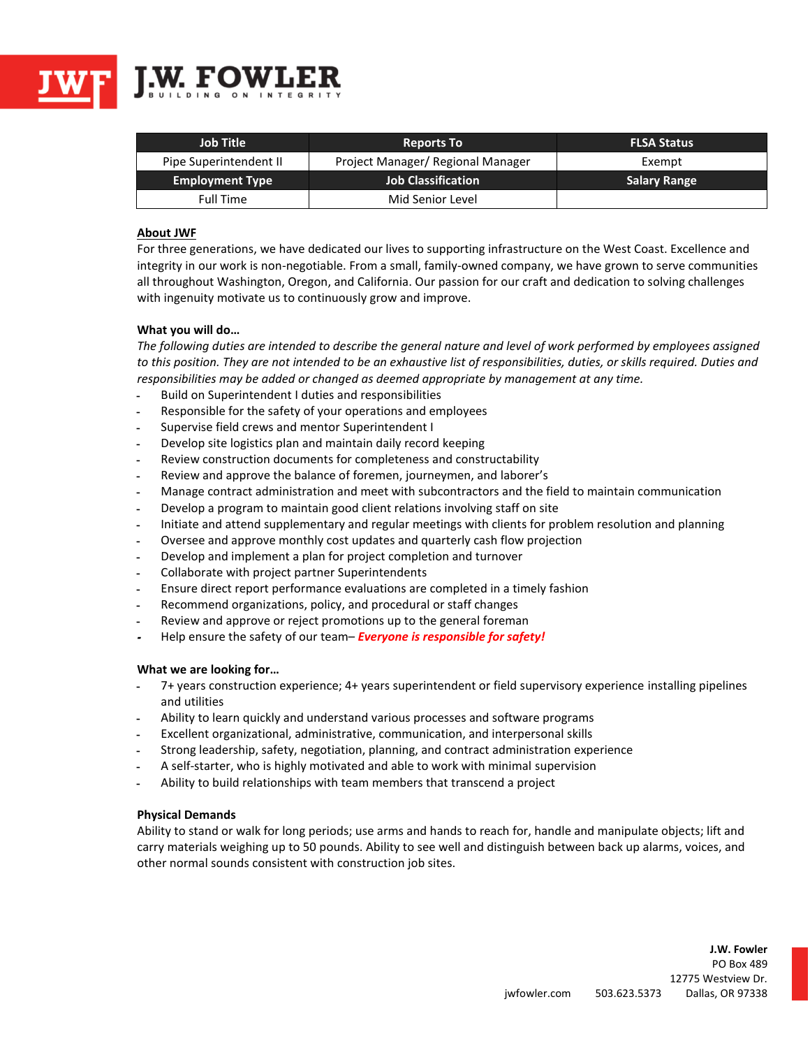# J.W. FOWLER

BUILDING ON INTEGRITY

| Job Title | Reports To | FLSA Status |
|---|---|---|
| Pipe Superintendent II | Project Manager/ Regional Manager | Exempt |
| **Employment Type** | **Job Classification** | **Salary Range** |
| Full Time | Mid Senior Level | |

**About JWF**

For three generations, we have dedicated our lives to supporting infrastructure on the West Coast. Excellence and integrity in our work is non-negotiable. From a small, family-owned company, we have grown to serve communities all throughout Washington, Oregon, and California. Our passion for our craft and dedication to solving challenges with ingenuity motivate us to continuously grow and improve.

**What you will do…**

*The following duties are intended to describe the general nature and level of work performed by employees assigned to this position. They are not intended to be an exhaustive list of responsibilities, duties, or skills required. Duties and responsibilities may be added or changed as deemed appropriate by management at any time.*

- Build on Superintendent I duties and responsibilities
- Responsible for the safety of your operations and employees
- Supervise field crews and mentor Superintendent I
- Develop site logistics plan and maintain daily record keeping
- Review construction documents for completeness and constructability
- Review and approve the balance of foremen, journeymen, and laborer's
- Manage contract administration and meet with subcontractors and the field to maintain communication
- Develop a program to maintain good client relations involving staff on site
- Initiate and attend supplementary and regular meetings with clients for problem resolution and planning
- Oversee and approve monthly cost updates and quarterly cash flow projection
- Develop and implement a plan for project completion and turnover
- Collaborate with project partner Superintendents
- Ensure direct report performance evaluations are completed in a timely fashion
- Recommend organizations, policy, and procedural or staff changes
- Review and approve or reject promotions up to the general foreman
- Help ensure the safety of our team– ***Everyone is responsible for safety!***

**What we are looking for…**

- 7+ years construction experience; 4+ years superintendent or field supervisory experience installing pipelines and utilities
- Ability to learn quickly and understand various processes and software programs
- Excellent organizational, administrative, communication, and interpersonal skills
- Strong leadership, safety, negotiation, planning, and contract administration experience
- A self-starter, who is highly motivated and able to work with minimal supervision
- Ability to build relationships with team members that transcend a project

**Physical Demands**

Ability to stand or walk for long periods; use arms and hands to reach for, handle and manipulate objects; lift and carry materials weighing up to 50 pounds. Ability to see well and distinguish between back up alarms, voices, and other normal sounds consistent with construction job sites.

**J.W. Fowler**
PO Box 489
12775 Westview Dr.
Dallas, OR 97338

jwfowler.com 503.623.5373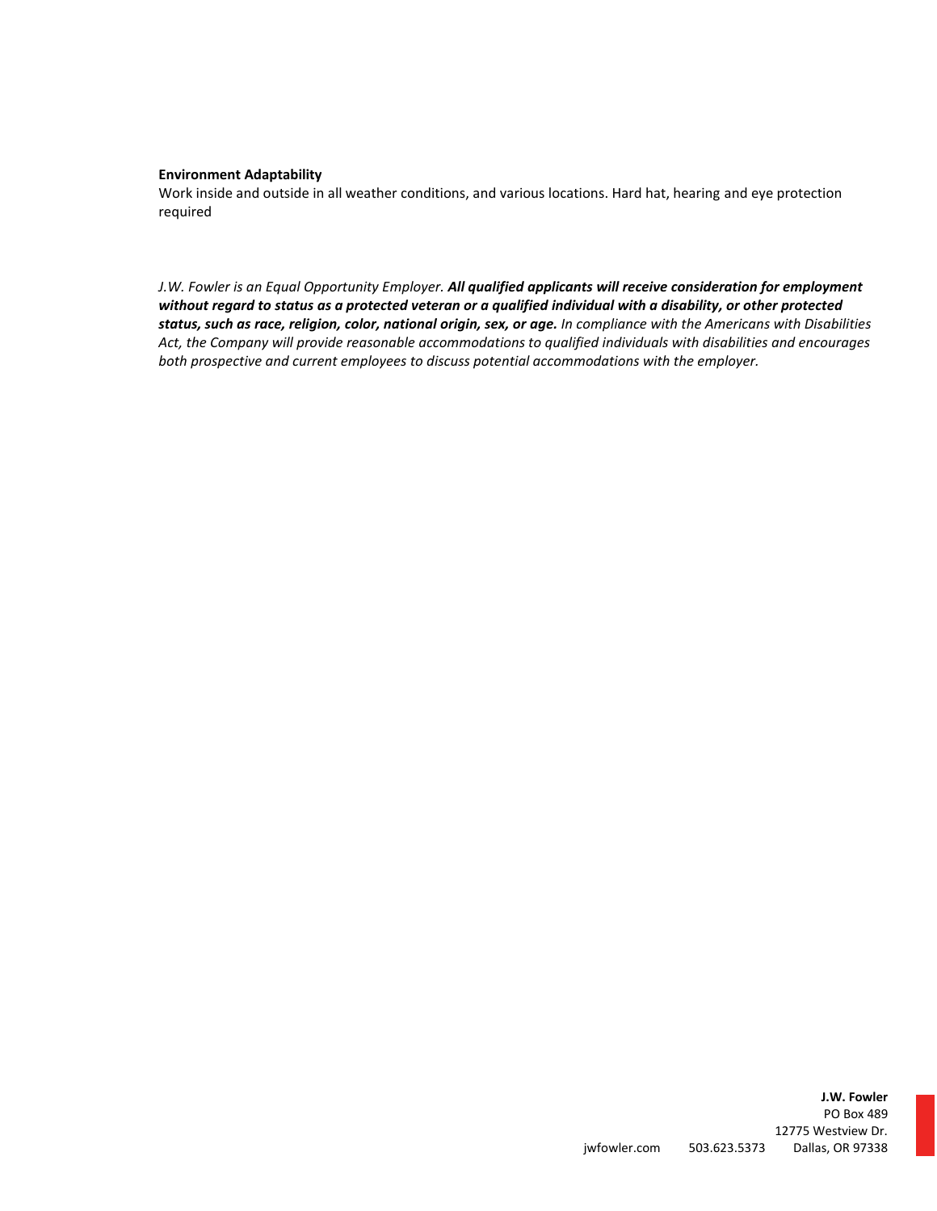**Environment Adaptability**

Work inside and outside in all weather conditions, and various locations. Hard hat, hearing and eye protection required

*J.W. Fowler is an Equal Opportunity Employer.* ***All qualified applicants will receive consideration for employment without regard to status as a protected veteran or a qualified individual with a disability, or other protected status, such as race, religion, color, national origin, sex, or age.*** *In compliance with the Americans with Disabilities Act, the Company will provide reasonable accommodations to qualified individuals with disabilities and encourages both prospective and current employees to discuss potential accommodations with the employer.*

**J.W. Fowler**
PO Box 489
12775 Westview Dr.
jwfowler.com 503.623.5373 Dallas, OR 97338